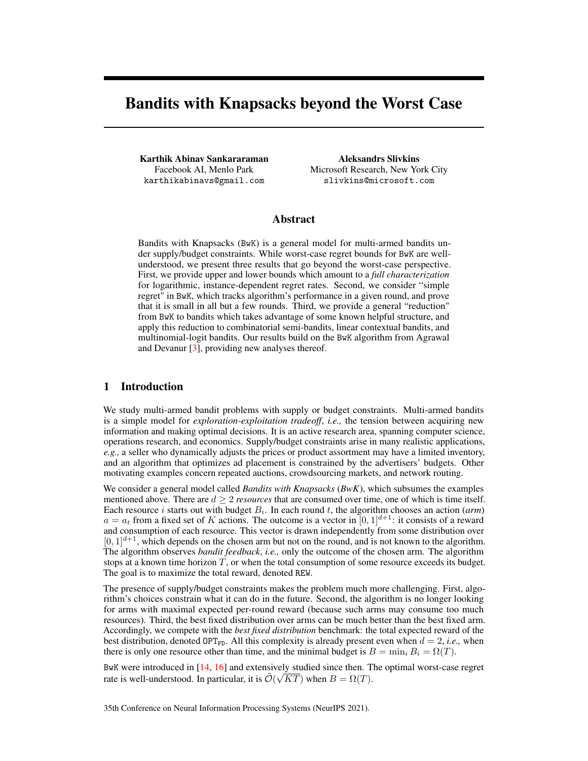# Bandits with Knapsacks beyond the Worst Case

**Karthik Abinav Sankararaman**
Facebook AI, Menlo Park
karthikabinavs@gmail.com

**Aleksandrs Slivkins**
Microsoft Research, New York City
slivkins@microsoft.com

## Abstract

Bandits with Knapsacks (BwK) is a general model for multi-armed bandits under supply/budget constraints. While worst-case regret bounds for BwK are well-understood, we present three results that go beyond the worst-case perspective. First, we provide upper and lower bounds which amount to a *full characterization* for logarithmic, instance-dependent regret rates. Second, we consider "simple regret" in BwK, which tracks algorithm's performance in a given round, and prove that it is small in all but a few rounds. Third, we provide a general "reduction" from BwK to bandits which takes advantage of some known helpful structure, and apply this reduction to combinatorial semi-bandits, linear contextual bandits, and multinomial-logit bandits. Our results build on the BwK algorithm from Agrawal and Devanur [3], providing new analyses thereof.

## 1 Introduction

We study multi-armed bandit problems with supply or budget constraints. Multi-armed bandits is a simple model for *exploration-exploitation tradeoff*, *i.e.,* the tension between acquiring new information and making optimal decisions. It is an active research area, spanning computer science, operations research, and economics. Supply/budget constraints arise in many realistic applications, *e.g.,* a seller who dynamically adjusts the prices or product assortment may have a limited inventory, and an algorithm that optimizes ad placement is constrained by the advertisers' budgets. Other motivating examples concern repeated auctions, crowdsourcing markets, and network routing.

We consider a general model called *Bandits with Knapsacks* (*BwK*), which subsumes the examples mentioned above. There are $d \geq 2$ *resources* that are consumed over time, one of which is time itself. Each resource $i$ starts out with budget $B_i$. In each round $t$, the algorithm chooses an action (*arm*) $a = a_t$ from a fixed set of $K$ actions. The outcome is a vector in $[0, 1]^{d+1}$: it consists of a reward and consumption of each resource. This vector is drawn independently from some distribution over $[0, 1]^{d+1}$, which depends on the chosen arm but not on the round, and is not known to the algorithm. The algorithm observes *bandit feedback*, *i.e.,* only the outcome of the chosen arm. The algorithm stops at a known time horizon $T$, or when the total consumption of some resource exceeds its budget. The goal is to maximize the total reward, denoted REW.

The presence of supply/budget constraints makes the problem much more challenging. First, algorithm's choices constrain what it can do in the future. Second, the algorithm is no longer looking for arms with maximal expected per-round reward (because such arms may consume too much resources). Third, the best fixed distribution over arms can be much better than the best fixed arm. Accordingly, we compete with the *best fixed distribution* benchmark: the total expected reward of the best distribution, denoted $\mathtt{OPT}_{\mathtt{FD}}$. All this complexity is already present even when $d = 2$, *i.e.,* when there is only one resource other than time, and the minimal budget is $B = \min_i B_i = \Omega(T)$.

BwK were introduced in [14, 16] and extensively studied since then. The optimal worst-case regret rate is well-understood. In particular, it is $\tilde{\mathcal{O}}(\sqrt{KT})$ when $B = \Omega(T)$.

35th Conference on Neural Information Processing Systems (NeurIPS 2021).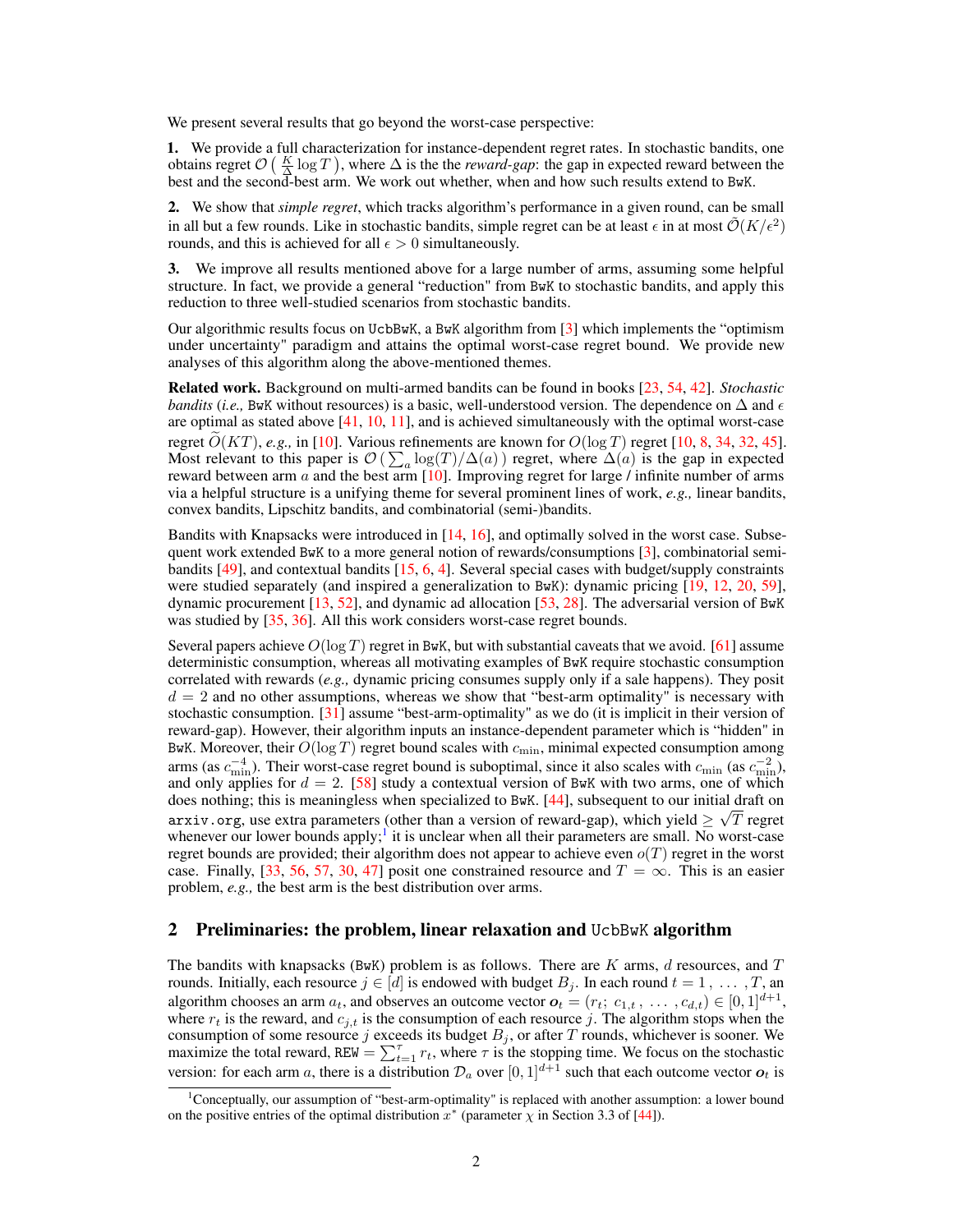We present several results that go beyond the worst-case perspective:

**1.** We provide a full characterization for instance-dependent regret rates. In stochastic bandits, one obtains regret $\mathcal{O}\left(\frac{K}{\Delta}\log T\right)$, where $\Delta$ is the the *reward-gap*: the gap in expected reward between the best and the second-best arm. We work out whether, when and how such results extend to `BwK`.

**2.** We show that *simple regret*, which tracks algorithm's performance in a given round, can be small in all but a few rounds. Like in stochastic bandits, simple regret can be at least $\epsilon$ in at most $\tilde{\mathcal{O}}(K/\epsilon^2)$ rounds, and this is achieved for all $\epsilon > 0$ simultaneously.

**3.** We improve all results mentioned above for a large number of arms, assuming some helpful structure. In fact, we provide a general "reduction" from `BwK` to stochastic bandits, and apply this reduction to three well-studied scenarios from stochastic bandits.

Our algorithmic results focus on `UcbBwK`, a `BwK` algorithm from [3] which implements the "optimism under uncertainty" paradigm and attains the optimal worst-case regret bound. We provide new analyses of this algorithm along the above-mentioned themes.

**Related work.** Background on multi-armed bandits can be found in books [23, 54, 42]. *Stochastic bandits* (*i.e.,* `BwK` without resources) is a basic, well-understood version. The dependence on $\Delta$ and $\epsilon$ are optimal as stated above [41, 10, 11], and is achieved simultaneously with the optimal worst-case regret $\widetilde{O}(KT)$, *e.g.,* in [10]. Various refinements are known for $O(\log T)$ regret [10, 8, 34, 32, 45]. Most relevant to this paper is $\mathcal{O}\left(\sum_a \log(T)/\Delta(a)\right)$ regret, where $\Delta(a)$ is the gap in expected reward between arm $a$ and the best arm [10]. Improving regret for large / infinite number of arms via a helpful structure is a unifying theme for several prominent lines of work, *e.g.,* linear bandits, convex bandits, Lipschitz bandits, and combinatorial (semi-)bandits.

Bandits with Knapsacks were introduced in [14, 16], and optimally solved in the worst case. Subsequent work extended `BwK` to a more general notion of rewards/consumptions [3], combinatorial semi-bandits [49], and contextual bandits [15, 6, 4]. Several special cases with budget/supply constraints were studied separately (and inspired a generalization to `BwK`): dynamic pricing [19, 12, 20, 59], dynamic procurement [13, 52], and dynamic ad allocation [53, 28]. The adversarial version of `BwK` was studied by [35, 36]. All this work considers worst-case regret bounds.

Several papers achieve $O(\log T)$ regret in `BwK`, but with substantial caveats that we avoid. [61] assume deterministic consumption, whereas all motivating examples of `BwK` require stochastic consumption correlated with rewards (*e.g.,* dynamic pricing consumes supply only if a sale happens). They posit $d = 2$ and no other assumptions, whereas we show that "best-arm optimality" is necessary with stochastic consumption. [31] assume "best-arm-optimality" as we do (it is implicit in their version of reward-gap). However, their algorithm inputs an instance-dependent parameter which is "hidden" in `BwK`. Moreover, their $O(\log T)$ regret bound scales with $c_{\min}$, minimal expected consumption among arms (as $c_{\min}^{-4}$). Their worst-case regret bound is suboptimal, since it also scales with $c_{\min}$ (as $c_{\min}^{-2}$), and only applies for $d = 2$. [58] study a contextual version of `BwK` with two arms, one of which does nothing; this is meaningless when specialized to `BwK`. [44], subsequent to our initial draft on `arxiv.org`, use extra parameters (other than a version of reward-gap), which yield $\geq \sqrt{T}$ regret whenever our lower bounds apply;[1] it is unclear when all their parameters are small. No worst-case regret bounds are provided; their algorithm does not appear to achieve even $o(T)$ regret in the worst case. Finally, [33, 56, 57, 30, 47] posit one constrained resource and $T = \infty$. This is an easier problem, *e.g.,* the best arm is the best distribution over arms.

## 2 Preliminaries: the problem, linear relaxation and `UcbBwK` algorithm

The bandits with knapsacks (`BwK`) problem is as follows. There are $K$ arms, $d$ resources, and $T$ rounds. Initially, each resource $j \in [d]$ is endowed with budget $B_j$. In each round $t = 1, \ldots, T$, an algorithm chooses an arm $a_t$, and observes an outcome vector $\boldsymbol{o}_t = (r_t;\, c_{1,t}, \ldots, c_{d,t}) \in [0,1]^{d+1}$, where $r_t$ is the reward, and $c_{j,t}$ is the consumption of each resource $j$. The algorithm stops when the consumption of some resource $j$ exceeds its budget $B_j$, or after $T$ rounds, whichever is sooner. We maximize the total reward, $\texttt{REW} = \sum_{t=1}^{\tau} r_t$, where $\tau$ is the stopping time. We focus on the stochastic version: for each arm $a$, there is a distribution $\mathcal{D}_a$ over $[0,1]^{d+1}$ such that each outcome vector $\boldsymbol{o}_t$ is

[1] Conceptually, our assumption of "best-arm-optimality" is replaced with another assumption: a lower bound on the positive entries of the optimal distribution $x^*$ (parameter $\chi$ in Section 3.3 of [44]).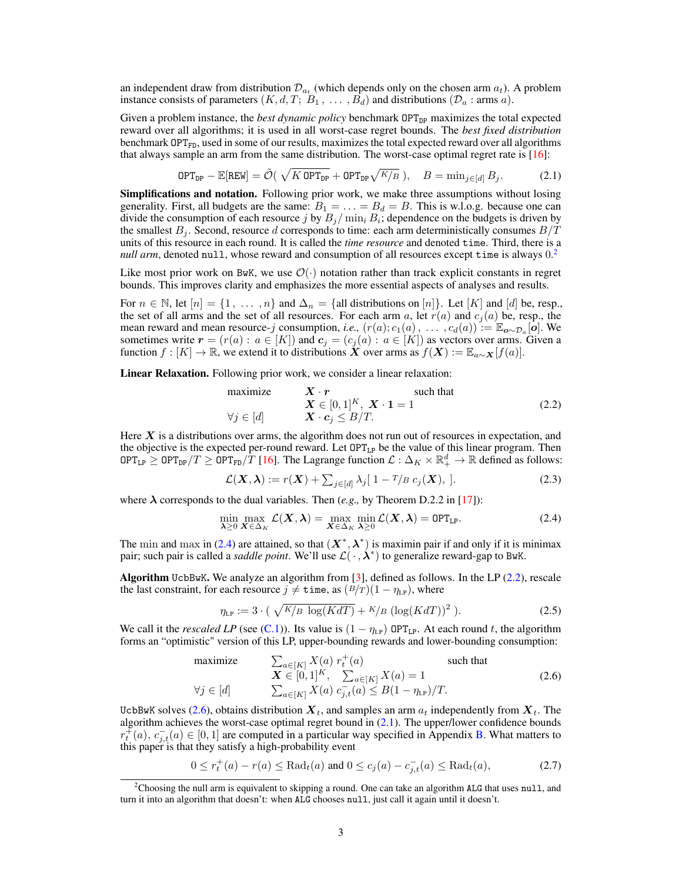an independent draw from distribution $\mathcal{D}_{a_t}$ (which depends only on the chosen arm $a_t$). A problem instance consists of parameters $(K, d, T;\ B_1, \ldots, B_d)$ and distributions $(\mathcal{D}_a : \text{arms } a)$.

Given a problem instance, the *best dynamic policy* benchmark $\texttt{OPT}_{\texttt{DP}}$ maximizes the total expected reward over all algorithms; it is used in all worst-case regret bounds. The *best fixed distribution* benchmark $\texttt{OPT}_{\texttt{FD}}$, used in some of our results, maximizes the total expected reward over all algorithms that always sample an arm from the same distribution. The worst-case optimal regret rate is [16]:

$$\texttt{OPT}_{\texttt{DP}} - \mathbb{E}[\texttt{REW}] = \tilde{\mathcal{O}}\left( \sqrt{K\,\texttt{OPT}_{\texttt{DP}}} + \texttt{OPT}_{\texttt{DP}}\sqrt{K/B}\ \right), \quad B = \min_{j\in[d]} B_j. \tag{2.1}$$

**Simplifications and notation.** Following prior work, we make three assumptions without losing generality. First, all budgets are the same: $B_1 = \ldots = B_d = B$. This is w.l.o.g. because one can divide the consumption of each resource $j$ by $B_j/\min_i B_i$; dependence on the budgets is driven by the smallest $B_j$. Second, resource $d$ corresponds to time: each arm deterministically consumes $B/T$ units of this resource in each round. It is called the *time resource* and denoted `time`. Third, there is a *null arm*, denoted `null`, whose reward and consumption of all resources except `time` is always 0.[2]

Like most prior work on `BwK`, we use $\mathcal{O}(\cdot)$ notation rather than track explicit constants in regret bounds. This improves clarity and emphasizes the more essential aspects of analyses and results.

For $n \in \mathbb{N}$, let $[n] = \{1, \ldots, n\}$ and $\Delta_n = \{\text{all distributions on } [n]\}$. Let $[K]$ and $[d]$ be, resp., the set of all arms and the set of all resources. For each arm $a$, let $r(a)$ and $c_j(a)$ be, resp., the mean reward and mean resource-$j$ consumption, *i.e.,* $(r(a); c_1(a), \ldots, c_d(a)) := \mathbb{E}_{\boldsymbol{o}\sim\mathcal{D}_a}[\boldsymbol{o}]$. We sometimes write $\boldsymbol{r} = (r(a) : a \in [K])$ and $\boldsymbol{c}_j = (c_j(a) : a \in [K])$ as vectors over arms. Given a function $f : [K] \to \mathbb{R}$, we extend it to distributions $\boldsymbol{X}$ over arms as $f(\boldsymbol{X}) := \mathbb{E}_{a\sim\boldsymbol{X}}[f(a)]$.

**Linear Relaxation.** Following prior work, we consider a linear relaxation:

$$\begin{array}{lll} \text{maximize} & \boldsymbol{X}\cdot\boldsymbol{r} & \text{such that} \\ & \boldsymbol{X} \in [0,1]^K,\ \boldsymbol{X}\cdot\mathbf{1} = 1 & \\ \forall j \in [d] & \boldsymbol{X}\cdot\boldsymbol{c}_j \le B/T. & \end{array} \tag{2.2}$$

Here $\boldsymbol{X}$ is a distributions over arms, the algorithm does not run out of resources in expectation, and the objective is the expected per-round reward. Let $\texttt{OPT}_{\texttt{LP}}$ be the value of this linear program. Then $\texttt{OPT}_{\texttt{LP}} \ge \texttt{OPT}_{\texttt{DP}}/T \ge \texttt{OPT}_{\texttt{FD}}/T$ [16]. The Lagrange function $\mathcal{L} : \Delta_K \times \mathbb{R}^d_+ \to \mathbb{R}$ defined as follows:

$$\mathcal{L}(\boldsymbol{X}, \boldsymbol{\lambda}) := r(\boldsymbol{X}) + \textstyle\sum_{j\in[d]} \lambda_j \left[\, 1 - T/B\ c_j(\boldsymbol{X}),\ \right]. \tag{2.3}$$

where $\boldsymbol{\lambda}$ corresponds to the dual variables. Then (*e.g.,* by Theorem D.2.2 in [17]):

$$\min_{\boldsymbol{\lambda}\ge 0}\ \max_{\boldsymbol{X}\in\Delta_K}\ \mathcal{L}(\boldsymbol{X}, \boldsymbol{\lambda}) = \max_{\boldsymbol{X}\in\Delta_K}\ \min_{\boldsymbol{\lambda}\ge 0} \mathcal{L}(\boldsymbol{X}, \boldsymbol{\lambda}) = \texttt{OPT}_{\texttt{LP}}. \tag{2.4}$$

The min and max in (2.4) are attained, so that $(\boldsymbol{X}^*, \boldsymbol{\lambda}^*)$ is maximin pair if and only if it is minimax pair; such pair is called a *saddle point*. We'll use $\mathcal{L}(\,\cdot\,, \boldsymbol{\lambda}^*)$ to generalize reward-gap to `BwK`.

**Algorithm `UcbBwK`.** We analyze an algorithm from [3], defined as follows. In the LP (2.2), rescale the last constraint, for each resource $j \ne \texttt{time}$, as $(B/T)(1 - \eta_{\texttt{LP}})$, where

$$\eta_{\texttt{LP}} := 3 \cdot \left( \sqrt{K/B\ \log(KdT)} + K/B\ (\log(KdT))^2\ \right). \tag{2.5}$$

We call it the *rescaled LP* (see (C.1)). Its value is $(1 - \eta_{\texttt{LP}})\ \texttt{OPT}_{\texttt{LP}}$. At each round $t$, the algorithm forms an "optimistic" version of this LP, upper-bounding rewards and lower-bounding consumption:

$$\begin{array}{lll} \text{maximize} & \sum_{a\in[K]} X(a)\ r^+_t(a) & \text{such that} \\ & \boldsymbol{X} \in [0,1]^K,\quad \sum_{a\in[K]} X(a) = 1 & \\ \forall j \in [d] & \sum_{a\in[K]} X(a)\ c^-_{j,t}(a) \le B(1-\eta_{\texttt{LP}})/T. & \end{array} \tag{2.6}$$

`UcbBwK` solves (2.6), obtains distribution $\boldsymbol{X}_t$, and samples an arm $a_t$ independently from $\boldsymbol{X}_t$. The algorithm achieves the worst-case optimal regret bound in (2.1). The upper/lower confidence bounds $r^+_t(a),\ c^-_{j,t}(a) \in [0,1]$ are computed in a particular way specified in Appendix B. What matters to this paper is that they satisfy a high-probability event

$$0 \le r^+_t(a) - r(a) \le \text{Rad}_t(a) \text{ and } 0 \le c_j(a) - c^-_{j,t}(a) \le \text{Rad}_t(a), \tag{2.7}$$

[2] Choosing the null arm is equivalent to skipping a round. One can take an algorithm `ALG` that uses `null`, and turn it into an algorithm that doesn't: when `ALG` chooses `null`, just call it again until it doesn't.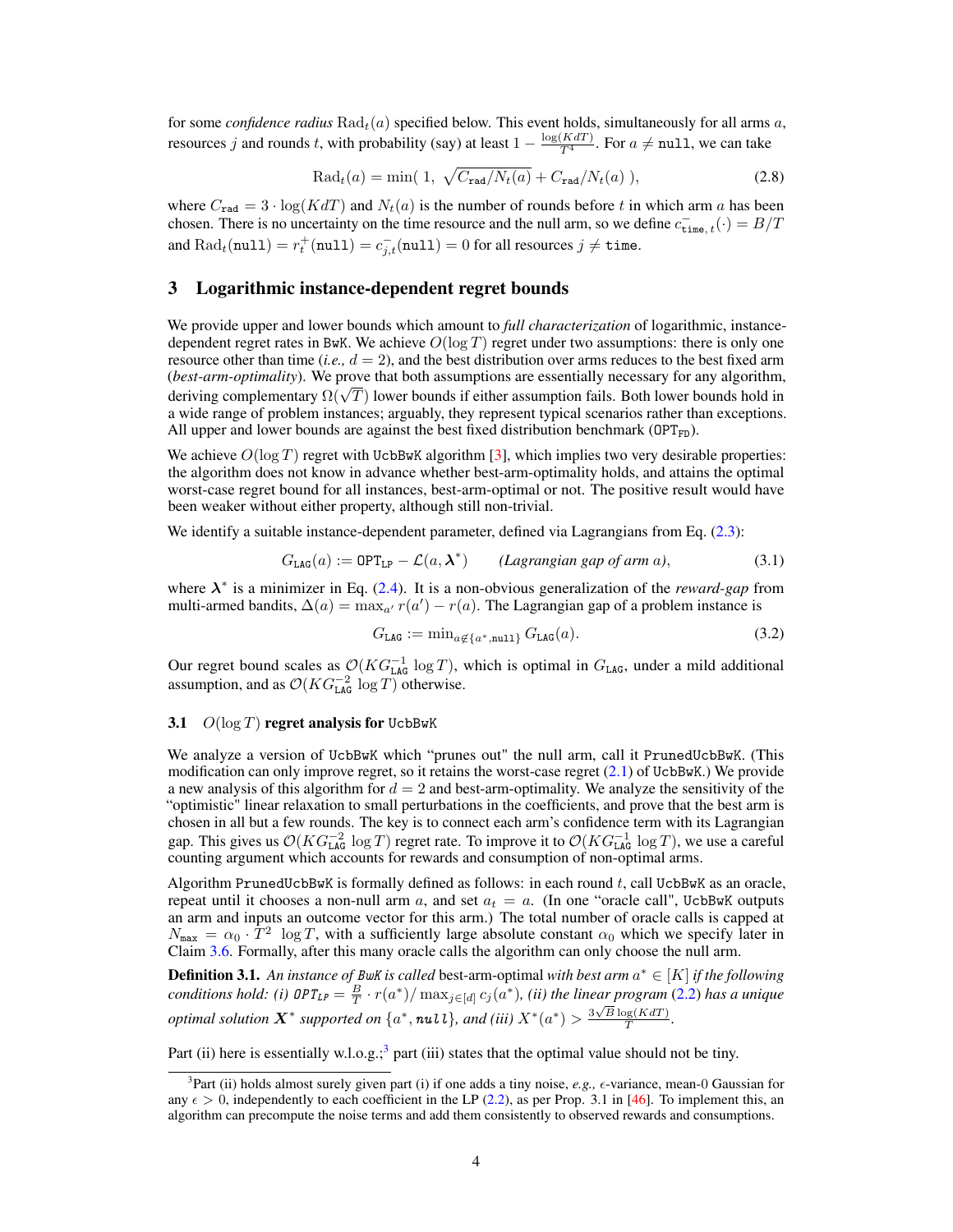for some *confidence radius* $\mathrm{Rad}_t(a)$ specified below. This event holds, simultaneously for all arms $a$, resources $j$ and rounds $t$, with probability (say) at least $1 - \frac{\log(KdT)}{T^4}$. For $a \neq \texttt{null}$, we can take

$$\mathrm{Rad}_t(a) = \min(\ 1,\ \sqrt{C_{\texttt{rad}}/N_t(a)} + C_{\texttt{rad}}/N_t(a)\ ), \tag{2.8}$$

where $C_{\texttt{rad}} = 3 \cdot \log(KdT)$ and $N_t(a)$ is the number of rounds before $t$ in which arm $a$ has been chosen. There is no uncertainty on the time resource and the null arm, so we define $c^-_{\texttt{time},\,t}(\cdot) = B/T$ and $\mathrm{Rad}_t(\texttt{null}) = r^+_t(\texttt{null}) = c^-_{j,t}(\texttt{null}) = 0$ for all resources $j \neq \texttt{time}$.

## 3 Logarithmic instance-dependent regret bounds

We provide upper and lower bounds which amount to *full characterization* of logarithmic, instance-dependent regret rates in BwK. We achieve $O(\log T)$ regret under two assumptions: there is only one resource other than time (*i.e.,* $d = 2$), and the best distribution over arms reduces to the best fixed arm (*best-arm-optimality*). We prove that both assumptions are essentially necessary for any algorithm, deriving complementary $\Omega(\sqrt{T})$ lower bounds if either assumption fails. Both lower bounds hold in a wide range of problem instances; arguably, they represent typical scenarios rather than exceptions. All upper and lower bounds are against the best fixed distribution benchmark ($\texttt{OPT}_{\texttt{FD}}$).

We achieve $O(\log T)$ regret with UcbBwK algorithm [3], which implies two very desirable properties: the algorithm does not know in advance whether best-arm-optimality holds, and attains the optimal worst-case regret bound for all instances, best-arm-optimal or not. The positive result would have been weaker without either property, although still non-trivial.

We identify a suitable instance-dependent parameter, defined via Lagrangians from Eq. (2.3):

$$G_{\texttt{LAG}}(a) := \texttt{OPT}_{\texttt{LP}} - \mathcal{L}(a, \boldsymbol{\lambda}^*) \qquad \textit{(Lagrangian gap of arm } a\textit{)}, \tag{3.1}$$

where $\boldsymbol{\lambda}^*$ is a minimizer in Eq. (2.4). It is a non-obvious generalization of the *reward-gap* from multi-armed bandits, $\Delta(a) = \max_{a'} r(a') - r(a)$. The Lagrangian gap of a problem instance is

$$G_{\texttt{LAG}} := \min_{a \notin \{a^*, \texttt{null}\}} G_{\texttt{LAG}}(a). \tag{3.2}$$

Our regret bound scales as $\mathcal{O}(K G_{\texttt{LAG}}^{-1} \log T)$, which is optimal in $G_{\texttt{LAG}}$, under a mild additional assumption, and as $\mathcal{O}(K G_{\texttt{LAG}}^{-2} \log T)$ otherwise.

### 3.1 $O(\log T)$ regret analysis for UcbBwK

We analyze a version of UcbBwK which "prunes out" the null arm, call it PrunedUcbBwK. (This modification can only improve regret, so it retains the worst-case regret (2.1) of UcbBwK.) We provide a new analysis of this algorithm for $d = 2$ and best-arm-optimality. We analyze the sensitivity of the "optimistic" linear relaxation to small perturbations in the coefficients, and prove that the best arm is chosen in all but a few rounds. The key is to connect each arm's confidence term with its Lagrangian gap. This gives us $\mathcal{O}(K G_{\texttt{LAG}}^{-2} \log T)$ regret rate. To improve it to $\mathcal{O}(K G_{\texttt{LAG}}^{-1} \log T)$, we use a careful counting argument which accounts for rewards and consumption of non-optimal arms.

Algorithm PrunedUcbBwK is formally defined as follows: in each round $t$, call UcbBwK as an oracle, repeat until it chooses a non-null arm $a$, and set $a_t = a$. (In one "oracle call", UcbBwK outputs an arm and inputs an outcome vector for this arm.) The total number of oracle calls is capped at $N_{\texttt{max}} = \alpha_0 \cdot T^2 \ \log T$, with a sufficiently large absolute constant $\alpha_0$ which we specify later in Claim 3.6. Formally, after this many oracle calls the algorithm can only choose the null arm.

**Definition 3.1.** *An instance of BwK is called* best-arm-optimal *with best arm $a^* \in [K]$ if the following conditions hold: (i) $\texttt{OPT}_{\texttt{LP}} = \frac{B}{T} \cdot r(a^*)/\max_{j \in [d]} c_j(a^*)$, (ii) the linear program (2.2) has a unique optimal solution $\boldsymbol{X}^*$ supported on $\{a^*, \texttt{null}\}$, and (iii) $X^*(a^*) > \frac{3\sqrt{B}\log(KdT)}{T}$.*

Part (ii) here is essentially w.l.o.g.;[3] part (iii) states that the optimal value should not be tiny.

[3]Part (ii) holds almost surely given part (i) if one adds a tiny noise, *e.g.,* $\epsilon$-variance, mean-0 Gaussian for any $\epsilon > 0$, independently to each coefficient in the LP (2.2), as per Prop. 3.1 in [46]. To implement this, an algorithm can precompute the noise terms and add them consistently to observed rewards and consumptions.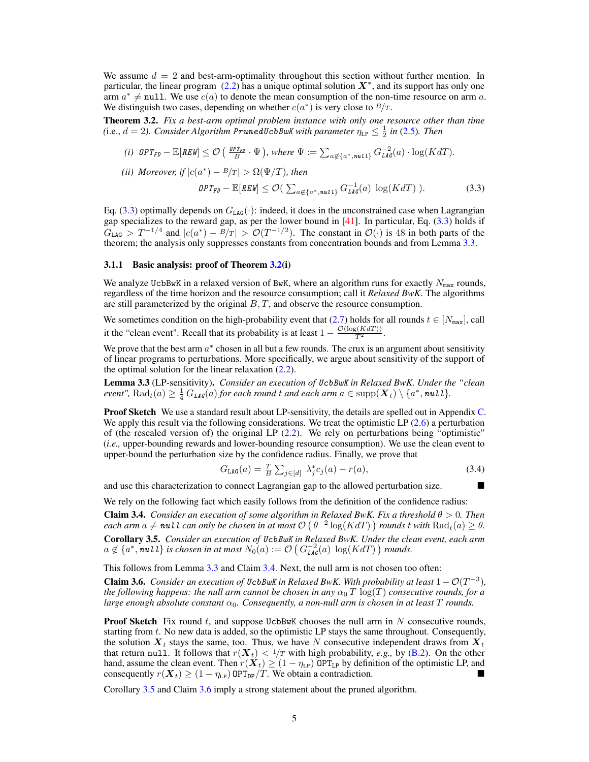We assume $d = 2$ and best-arm-optimality throughout this section without further mention. In particular, the linear program (2.2) has a unique optimal solution $\boldsymbol{X}^*$, and its support has only one arm $a^* \neq$ `null`. We use $c(a)$ to denote the mean consumption of the non-time resource on arm $a$. We distinguish two cases, depending on whether $c(a^*)$ is very close to $B/T$.

**Theorem 3.2.** *Fix a best-arm optimal problem instance with only one resource other than time (*i.e., $d = 2$*). Consider Algorithm* `PrunedUcbBwK` *with parameter* $\eta_{\text{LP}} \leq \frac{1}{2}$ *in (2.5). Then*

*(i)* $\texttt{OPT}_{\texttt{FD}} - \mathbb{E}[\texttt{REW}] \leq \mathcal{O}\left( \frac{\texttt{OPT}_{\texttt{FD}}}{B} \cdot \Psi \right)$*, where* $\Psi := \sum_{a \notin \{a^*, \texttt{null}\}} G_{\texttt{LAG}}^{-2}(a) \cdot \log(KdT)$.

*(ii) Moreover, if* $|c(a^*) - B/T| > \Omega(\Psi/T)$*, then*

$$\texttt{OPT}_{\texttt{FD}} - \mathbb{E}[\texttt{REW}] \leq \mathcal{O}\left( \textstyle\sum_{a \notin \{a^*, \texttt{null}\}} G_{\texttt{LAG}}^{-1}(a) \;\log(KdT) \right). \tag{3.3}$$

Eq. (3.3) optimally depends on $G_{\texttt{LAG}}(\cdot)$: indeed, it does in the unconstrained case when Lagrangian gap specializes to the reward gap, as per the lower bound in [41]. In particular, Eq. (3.3) holds if $G_{\texttt{LAG}} > T^{-1/4}$ and $|c(a^*) - B/T| > \mathcal{O}(T^{-1/2})$. The constant in $\mathcal{O}(\cdot)$ is 48 in both parts of the theorem; the analysis only suppresses constants from concentration bounds and from Lemma 3.3.

### 3.1.1 Basic analysis: proof of Theorem 3.2(i)

We analyze `UcbBwK` in a relaxed version of `BwK`, where an algorithm runs for exactly $N_{\max}$ rounds, regardless of the time horizon and the resource consumption; call it *Relaxed BwK*. The algorithms are still parameterized by the original $B, T$, and observe the resource consumption.

We sometimes condition on the high-probability event that (2.7) holds for all rounds $t \in [N_{\max}]$, call it the "clean event". Recall that its probability is at least $1 - \frac{\mathcal{O}(\log(KdT))}{T^2}$.

We prove that the best arm $a^*$ chosen in all but a few rounds. The crux is an argument about sensitivity of linear programs to perturbations. More specifically, we argue about sensitivity of the support of the optimal solution for the linear relaxation (2.2).

**Lemma 3.3** (LP-sensitivity)**.** *Consider an execution of* `UcbBwK` *in Relaxed BwK. Under the "clean event",* $\mathrm{Rad}_t(a) \geq \frac{1}{4}\, G_{\texttt{LAG}}(a)$ *for each round* $t$ *and each arm* $a \in \mathrm{supp}(\boldsymbol{X}_t) \setminus \{a^*, \texttt{null}\}$.

**Proof Sketch** We use a standard result about LP-sensitivity, the details are spelled out in Appendix C. We apply this result via the following considerations. We treat the optimistic LP (2.6) a perturbation of (the rescaled version of) the original LP (2.2). We rely on perturbations being "optimistic" (*i.e.,* upper-bounding rewards and lower-bounding resource consumption). We use the clean event to upper-bound the perturbation size by the confidence radius. Finally, we prove that

$$G_{\texttt{LAG}}(a) = \tfrac{T}{B} \textstyle\sum_{j \in [d]} \; \lambda_j^* c_j(a) - r(a), \tag{3.4}$$

and use this characterization to connect Lagrangian gap to the allowed perturbation size. ■

We rely on the following fact which easily follows from the definition of the confidence radius:

**Claim 3.4.** *Consider an execution of some algorithm in Relaxed BwK. Fix a threshold* $\theta > 0$*. Then each arm* $a \neq \texttt{null}$ *can only be chosen in at most* $\mathcal{O}\left( \theta^{-2} \log(KdT) \right)$ *rounds* $t$ *with* $\mathrm{Rad}_t(a) \geq \theta$.

**Corollary 3.5.** *Consider an execution of* `UcbBwK` *in Relaxed BwK. Under the clean event, each arm* $a \notin \{a^*, \texttt{null}\}$ *is chosen in at most* $N_0(a) := \mathcal{O}\left( G_{\texttt{LAG}}^{-2}(a) \;\log(KdT) \right)$ *rounds.*

This follows from Lemma 3.3 and Claim 3.4. Next, the null arm is not chosen too often:

**Claim 3.6.** *Consider an execution of* `UcbBwK` *in Relaxed BwK. With probability at least* $1 - \mathcal{O}(T^{-3})$*, the following happens: the null arm cannot be chosen in any* $\alpha_0\, T\, \log(T)$ *consecutive rounds, for a large enough absolute constant* $\alpha_0$*. Consequently, a non-null arm is chosen in at least* $T$ *rounds.*

**Proof Sketch** Fix round $t$, and suppose `UcbBwK` chooses the null arm in $N$ consecutive rounds, starting from $t$. No new data is added, so the optimistic LP stays the same throughout. Consequently, the solution $\boldsymbol{X}_t$ stays the same, too. Thus, we have $N$ consecutive independent draws from $\boldsymbol{X}_t$ that return `null`. It follows that $r(\boldsymbol{X}_t) < 1/T$ with high probability, *e.g.,* by (B.2). On the other hand, assume the clean event. Then $r(\boldsymbol{X}_t) \geq (1 - \eta_{\text{LP}})\, \texttt{OPT}_{\texttt{LP}}$ by definition of the optimistic LP, and consequently $r(\boldsymbol{X}_t) \geq (1 - \eta_{\text{LP}})\, \texttt{OPT}_{\texttt{DP}}/T$. We obtain a contradiction. ■

Corollary 3.5 and Claim 3.6 imply a strong statement about the pruned algorithm.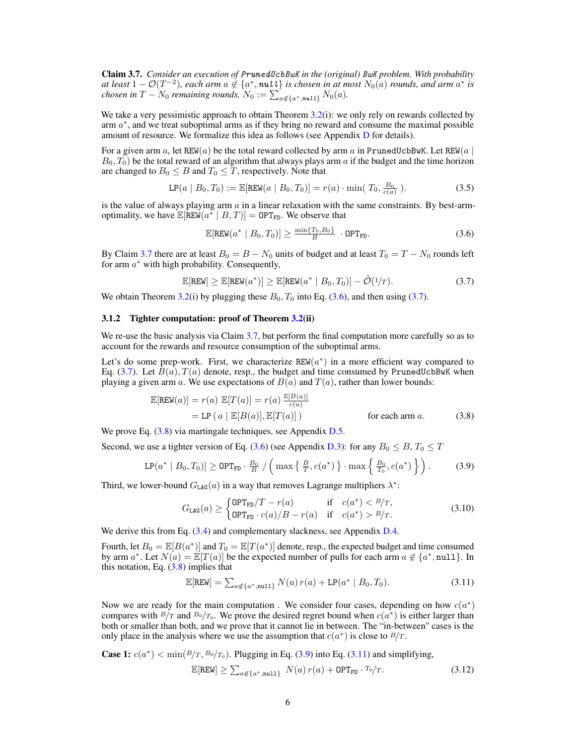**Claim 3.7.** *Consider an execution of* `PrunedUcbBwK` *in the (original)* `BwK` *problem. With probability at least* $1-\mathcal{O}(T^{-2})$*, each arm* $a \notin \{a^*, \texttt{null}\}$ *is chosen in at most* $N_0(a)$ *rounds, and arm* $a^*$ *is chosen in* $T - N_0$ *remaining rounds,* $N_0 := \sum_{a\notin\{a^*,\texttt{null}\}} N_0(a)$*.*

We take a very pessimistic approach to obtain Theorem 3.2(i): we only rely on rewards collected by arm $a^*$, and we treat suboptimal arms as if they bring no reward and consume the maximal possible amount of resource. We formalize this idea as follows (see Appendix D for details).

For a given arm $a$, let $\texttt{REW}(a)$ be the total reward collected by arm $a$ in `PrunedUcbBwK`. Let $\texttt{REW}(a \mid B_0, T_0)$ be the total reward of an algorithm that always plays arm $a$ if the budget and the time horizon are changed to $B_0 \leq B$ and $T_0 \leq T$, respectively. Note that

$$\texttt{LP}(a \mid B_0, T_0) := \mathbb{E}[\texttt{REW}(a \mid B_0, T_0)] = r(a) \cdot \min\left(\, T_0, \tfrac{B_0}{c(a)}\,\right). \tag{3.5}$$

is the value of always playing arm $a$ in a linear relaxation with the same constraints. By best-arm-optimality, we have $\mathbb{E}[\texttt{REW}(a^* \mid B, T)] = \texttt{OPT}_{\texttt{FD}}$. We observe that

$$\mathbb{E}[\texttt{REW}(a^* \mid B_0, T_0)] \geq \tfrac{\min\{T_0, B_0\}}{B} \cdot \texttt{OPT}_{\texttt{FD}}. \tag{3.6}$$

By Claim 3.7 there are at least $B_0 = B - N_0$ units of budget and at least $T_0 = T - N_0$ rounds left for arm $a^*$ with high probability. Consequently,

$$\mathbb{E}[\texttt{REW}] \geq \mathbb{E}[\texttt{REW}(a^*)] \geq \mathbb{E}[\texttt{REW}(a^* \mid B_0, T_0)] - \tilde{\mathcal{O}}(1/T). \tag{3.7}$$

We obtain Theorem 3.2(i) by plugging these $B_0, T_0$ into Eq. (3.6), and then using (3.7).

### 3.1.2 Tighter computation: proof of Theorem 3.2(ii)

We re-use the basic analysis via Claim 3.7, but perform the final computation more carefully so as to account for the rewards and resource consumption of the suboptimal arms.

Let's do some prep-work. First, we characterize $\texttt{REW}(a^*)$ in a more efficient way compared to Eq. (3.7). Let $B(a), T(a)$ denote, resp., the budget and time consumed by `PrunedUcbBwK` when playing a given arm $a$. We use expectations of $B(a)$ and $T(a)$, rather than lower bounds:

$$\begin{aligned}\mathbb{E}[\texttt{REW}(a)] &= r(a)\; \mathbb{E}[T(a)] = r(a)\; \tfrac{\mathbb{E}[B(a)]}{c(a)} \\ &= \texttt{LP}\left(\, a \mid \mathbb{E}[B(a)], \mathbb{E}[T(a)]\,\right) \qquad\qquad \text{for each arm } a.\end{aligned} \tag{3.8}$$

We prove Eq. (3.8) via martingale techniques, see Appendix D.5.

Second, we use a tighter version of Eq. (3.6) (see Appendix D.3): for any $B_0 \leq B$, $T_0 \leq T$

$$\texttt{LP}(a^* \mid B_0, T_0)] \geq \texttt{OPT}_{\texttt{FD}} \cdot \tfrac{B_0}{B} \;/ \left( \max\left\{\, \tfrac{B}{T}, c(a^*)\,\right\} \cdot \max\left\{\, \tfrac{B_0}{T_0}, c(a^*)\,\right\}\right). \tag{3.9}$$

Third, we lower-bound $G_{\texttt{LAG}}(a)$ in a way that removes Lagrange multipliers $\lambda^*$:

$$G_{\texttt{LAG}}(a) \geq \begin{cases} \texttt{OPT}_{\texttt{FD}}/T - r(a) & \text{if} \quad c(a^*) < B/T, \\ \texttt{OPT}_{\texttt{FD}} \cdot c(a)/B - r(a) & \text{if} \quad c(a^*) > B/T. \end{cases} \tag{3.10}$$

We derive this from Eq. (3.4) and complementary slackness, see Appendix D.4.

Fourth, let $B_0 = \mathbb{E}[B(a^*)]$ and $T_0 = \mathbb{E}[T(a^*)]$ denote, resp., the expected budget and time consumed by arm $a^*$. Let $N(a) = \mathbb{E}[T(a)]$ be the expected number of pulls for each arm $a \notin \{a^*, \texttt{null}\}$. In this notation, Eq. (3.8) implies that

$$\mathbb{E}[\texttt{REW}] = \textstyle\sum_{a\notin\{a^*,\texttt{null}\}} N(a)\, r(a) + \texttt{LP}(a^* \mid B_0, T_0). \tag{3.11}$$

Now we are ready for the main computation . We consider four cases, depending on how $c(a^*)$ compares with $B/T$ and $B_0/T_0$. We prove the desired regret bound when $c(a^*)$ is either larger than both or smaller than both, and we prove that it cannot lie in between. The "in-between" cases is the only place in the analysis where we use the assumption that $c(a^*)$ is close to $B/T$.

**Case 1:** $c(a^*) < \min(B/T, B_0/T_0)$. Plugging in Eq. (3.9) into Eq. (3.11) and simplifying,

$$\mathbb{E}[\texttt{REW}] \geq \textstyle\sum_{a\notin\{a^*,\texttt{null}\}} N(a)\, r(a) + \texttt{OPT}_{\texttt{FD}} \cdot T_0/T. \tag{3.12}$$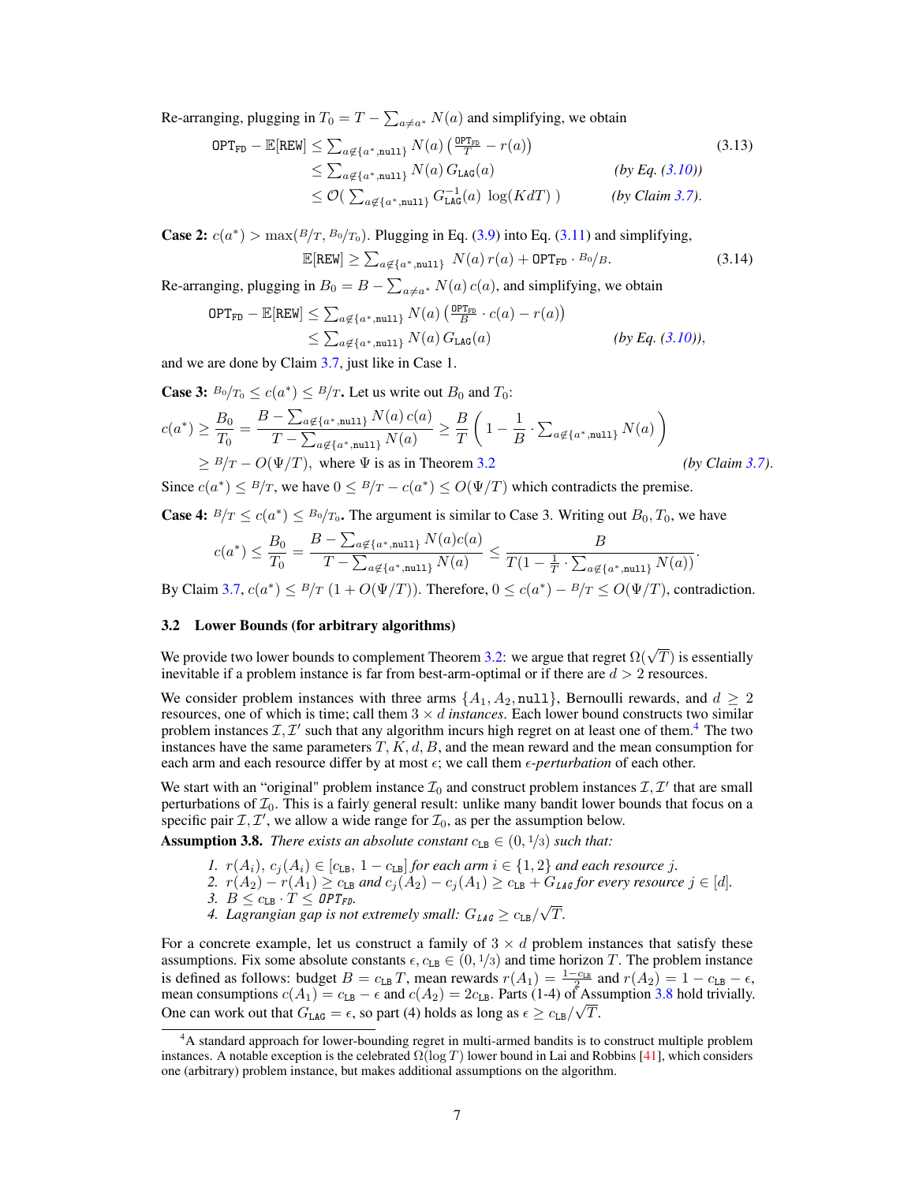Re-arranging, plugging in $T_0 = T - \sum_{a \neq a^*} N(a)$ and simplifying, we obtain

$$
\begin{aligned}
\texttt{OPT}_{\texttt{FD}} - \mathbb{E}[\texttt{REW}] &\leq \textstyle\sum_{a \notin \{a^*, \texttt{null}\}} N(a) \left( \frac{\texttt{OPT}_{\texttt{FD}}}{T} - r(a) \right) && (3.13)\\
&\leq \textstyle\sum_{a \notin \{a^*, \texttt{null}\}} N(a)\, G_{\texttt{LAG}}(a) && \textit{(by Eq. (3.10))}\\
&\leq \mathcal{O}\big( \textstyle\sum_{a \notin \{a^*, \texttt{null}\}} G^{-1}_{\texttt{LAG}}(a)\, \log(KdT) \big) && \textit{(by Claim 3.7)}.
\end{aligned}
$$

**Case 2:** $c(a^*) > \max(B/T,\, B_0/T_0)$. Plugging in Eq. (3.9) into Eq. (3.11) and simplifying,

$$
\mathbb{E}[\texttt{REW}] \geq \textstyle\sum_{a \notin \{a^*, \texttt{null}\}} N(a)\, r(a) + \texttt{OPT}_{\texttt{FD}} \cdot B_0/B. \tag{3.14}
$$

Re-arranging, plugging in $B_0 = B - \sum_{a \neq a^*} N(a)\, c(a)$, and simplifying, we obtain

$$
\begin{aligned}
\texttt{OPT}_{\texttt{FD}} - \mathbb{E}[\texttt{REW}] &\leq \textstyle\sum_{a \notin \{a^*, \texttt{null}\}} N(a) \left( \frac{\texttt{OPT}_{\texttt{FD}}}{B} \cdot c(a) - r(a) \right)\\
&\leq \textstyle\sum_{a \notin \{a^*, \texttt{null}\}} N(a)\, G_{\texttt{LAG}}(a) && \textit{(by Eq. (3.10))},
\end{aligned}
$$

and we are done by Claim 3.7, just like in Case 1.

**Case 3:** $B_0/T_0 \leq c(a^*) \leq B/T$. Let us write out $B_0$ and $T_0$:

$$
\begin{aligned}
c(a^*) \geq \frac{B_0}{T_0} &= \frac{B - \sum_{a \notin \{a^*, \texttt{null}\}} N(a)\, c(a)}{T - \sum_{a \notin \{a^*, \texttt{null}\}} N(a)} \geq \frac{B}{T} \left( 1 - \frac{1}{B} \cdot \textstyle\sum_{a \notin \{a^*, \texttt{null}\}} N(a) \right)\\
&\geq B/T - O(\Psi/T), \text{ where } \Psi \text{ is as in Theorem 3.2} && \textit{(by Claim 3.7)}.
\end{aligned}
$$

Since $c(a^*) \leq B/T$, we have $0 \leq B/T - c(a^*) \leq O(\Psi/T)$ which contradicts the premise.

**Case 4:** $B/T \leq c(a^*) \leq B_0/T_0$. The argument is similar to Case 3. Writing out $B_0, T_0$, we have

$$
c(a^*) \leq \frac{B_0}{T_0} = \frac{B - \sum_{a \notin \{a^*, \texttt{null}\}} N(a) c(a)}{T - \sum_{a \notin \{a^*, \texttt{null}\}} N(a)} \leq \frac{B}{T(1 - \frac{1}{T} \cdot \sum_{a \notin \{a^*, \texttt{null}\}} N(a))}.
$$

By Claim 3.7, $c(a^*) \leq B/T\, (1 + O(\Psi/T))$. Therefore, $0 \leq c(a^*) - B/T \leq O(\Psi/T)$, contradiction.

### 3.2 Lower Bounds (for arbitrary algorithms)

We provide two lower bounds to complement Theorem 3.2: we argue that regret $\Omega(\sqrt{T})$ is essentially inevitable if a problem instance is far from best-arm-optimal or if there are $d > 2$ resources.

We consider problem instances with three arms $\{A_1, A_2, \texttt{null}\}$, Bernoulli rewards, and $d \geq 2$ resources, one of which is time; call them $3 \times d$ *instances*. Each lower bound constructs two similar problem instances $\mathcal{I}, \mathcal{I}'$ such that any algorithm incurs high regret on at least one of them.[4] The two instances have the same parameters $T, K, d, B$, and the mean reward and the mean consumption for each arm and each resource differ by at most $\epsilon$; we call them $\epsilon$*-perturbation* of each other.

We start with an "original" problem instance $\mathcal{I}_0$ and construct problem instances $\mathcal{I}, \mathcal{I}'$ that are small perturbations of $\mathcal{I}_0$. This is a fairly general result: unlike many bandit lower bounds that focus on a specific pair $\mathcal{I}, \mathcal{I}'$, we allow a wide range for $\mathcal{I}_0$, as per the assumption below.

**Assumption 3.8.** *There exists an absolute constant $c_{\text{LB}} \in (0, 1/3)$ such that:*

1. *$r(A_i),\ c_j(A_i) \in [c_{\text{LB}},\ 1 - c_{\text{LB}}]$ for each arm $i \in \{1, 2\}$ and each resource $j$.*
2. *$r(A_2) - r(A_1) \geq c_{\text{LB}}$ and $c_j(A_2) - c_j(A_1) \geq c_{\text{LB}} + G_{\texttt{LAG}}$ for every resource $j \in [d]$.*
3. *$B \leq c_{\text{LB}} \cdot T \leq \texttt{OPT}_{\texttt{FD}}$.*
4. *Lagrangian gap is not extremely small: $G_{\texttt{LAG}} \geq c_{\text{LB}}/\sqrt{T}$.*

For a concrete example, let us construct a family of $3 \times d$ problem instances that satisfy these assumptions. Fix some absolute constants $\epsilon, c_{\text{LB}} \in (0, 1/3)$ and time horizon $T$. The problem instance is defined as follows: budget $B = c_{\text{LB}}\, T$, mean rewards $r(A_1) = \frac{1 - c_{\text{LB}}}{2}$ and $r(A_2) = 1 - c_{\text{LB}} - \epsilon$, mean consumptions $c(A_1) = c_{\text{LB}} - \epsilon$ and $c(A_2) = 2c_{\text{LB}}$. Parts (1-4) of Assumption 3.8 hold trivially. One can work out that $G_{\texttt{LAG}} = \epsilon$, so part (4) holds as long as $\epsilon \geq c_{\text{LB}}/\sqrt{T}$.

[4] A standard approach for lower-bounding regret in multi-armed bandits is to construct multiple problem instances. A notable exception is the celebrated $\Omega(\log T)$ lower bound in Lai and Robbins [41], which considers one (arbitrary) problem instance, but makes additional assumptions on the algorithm.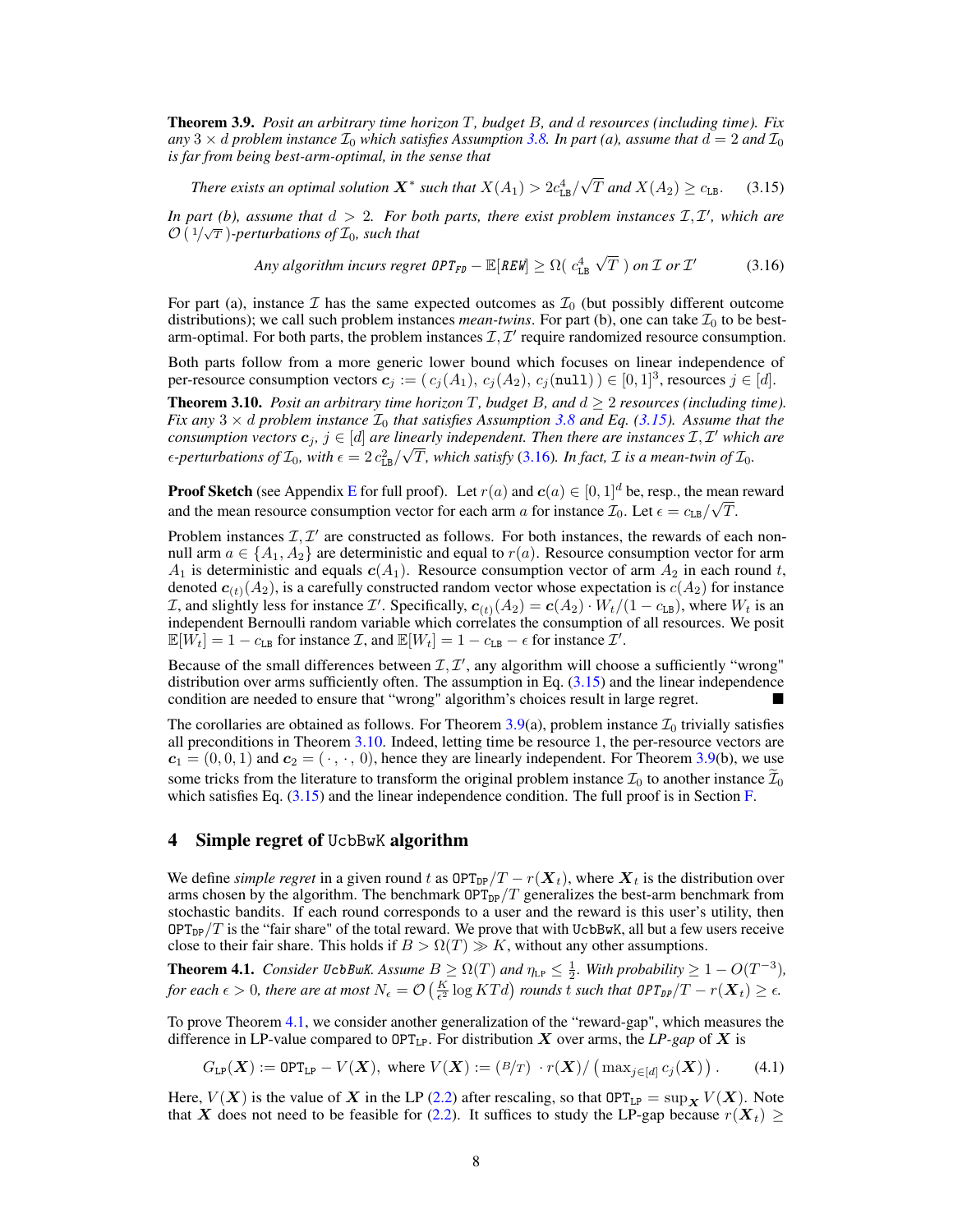**Theorem 3.9.** *Posit an arbitrary time horizon $T$, budget $B$, and $d$ resources (including time). Fix any $3 \times d$ problem instance $\mathcal{I}_0$ which satisfies Assumption 3.8. In part (a), assume that $d = 2$ and $\mathcal{I}_0$ is far from being best-arm-optimal, in the sense that*

$$\text{There exists an optimal solution } \boldsymbol{X}^* \text{ such that } X(A_1) > 2c_{\texttt{LB}}^4/\sqrt{T} \text{ and } X(A_2) \geq c_{\texttt{LB}}. \tag{3.15}$$

*In part (b), assume that $d > 2$. For both parts, there exist problem instances $\mathcal{I}, \mathcal{I}'$, which are $\mathcal{O}\left(1/\sqrt{T}\right)$-perturbations of $\mathcal{I}_0$, such that*

$$\text{Any algorithm incurs regret } \texttt{OPT}_{\texttt{FD}} - \mathbb{E}[\texttt{REW}] \geq \Omega(\, c_{\texttt{LB}}^4 \sqrt{T}\,) \text{ on } \mathcal{I} \text{ or } \mathcal{I}' \tag{3.16}$$

For part (a), instance $\mathcal{I}$ has the same expected outcomes as $\mathcal{I}_0$ (but possibly different outcome distributions); we call such problem instances *mean-twins*. For part (b), one can take $\mathcal{I}_0$ to be best-arm-optimal. For both parts, the problem instances $\mathcal{I}, \mathcal{I}'$ require randomized resource consumption.

Both parts follow from a more generic lower bound which focuses on linear independence of per-resource consumption vectors $\boldsymbol{c}_j := (\, c_j(A_1),\, c_j(A_2),\, c_j(\texttt{null})\,) \in [0,1]^3$, resources $j \in [d]$.

**Theorem 3.10.** *Posit an arbitrary time horizon $T$, budget $B$, and $d \geq 2$ resources (including time). Fix any $3 \times d$ problem instance $\mathcal{I}_0$ that satisfies Assumption 3.8 and Eq. (3.15). Assume that the consumption vectors $\boldsymbol{c}_j$, $j \in [d]$ are linearly independent. Then there are instances $\mathcal{I}, \mathcal{I}'$ which are $\epsilon$-perturbations of $\mathcal{I}_0$, with $\epsilon = 2\, c_{\texttt{LB}}^2/\sqrt{T}$, which satisfy (3.16). In fact, $\mathcal{I}$ is a mean-twin of $\mathcal{I}_0$.*

**Proof Sketch** (see Appendix E for full proof). Let $r(a)$ and $\boldsymbol{c}(a) \in [0,1]^d$ be, resp., the mean reward and the mean resource consumption vector for each arm $a$ for instance $\mathcal{I}_0$. Let $\epsilon = c_{\texttt{LB}}/\sqrt{T}$.

Problem instances $\mathcal{I}, \mathcal{I}'$ are constructed as follows. For both instances, the rewards of each non-null arm $a \in \{A_1, A_2\}$ are deterministic and equal to $r(a)$. Resource consumption vector for arm $A_1$ is deterministic and equals $\boldsymbol{c}(A_1)$. Resource consumption vector of arm $A_2$ in each round $t$, denoted $\boldsymbol{c}_{(t)}(A_2)$, is a carefully constructed random vector whose expectation is $c(A_2)$ for instance $\mathcal{I}$, and slightly less for instance $\mathcal{I}'$. Specifically, $\boldsymbol{c}_{(t)}(A_2) = \boldsymbol{c}(A_2) \cdot W_t/(1 - c_{\texttt{LB}})$, where $W_t$ is an independent Bernoulli random variable which correlates the consumption of all resources. We posit $\mathbb{E}[W_t] = 1 - c_{\texttt{LB}}$ for instance $\mathcal{I}$, and $\mathbb{E}[W_t] = 1 - c_{\texttt{LB}} - \epsilon$ for instance $\mathcal{I}'$.

Because of the small differences between $\mathcal{I}, \mathcal{I}'$, any algorithm will choose a sufficiently "wrong" distribution over arms sufficiently often. The assumption in Eq. (3.15) and the linear independence condition are needed to ensure that "wrong" algorithm's choices result in large regret. ■

The corollaries are obtained as follows. For Theorem 3.9(a), problem instance $\mathcal{I}_0$ trivially satisfies all preconditions in Theorem 3.10. Indeed, letting time be resource 1, the per-resource vectors are $\boldsymbol{c}_1 = (0, 0, 1)$ and $\boldsymbol{c}_2 = (\,\cdot\,, \,\cdot\,, 0)$, hence they are linearly independent. For Theorem 3.9(b), we use some tricks from the literature to transform the original problem instance $\mathcal{I}_0$ to another instance $\widetilde{\mathcal{I}}_0$ which satisfies Eq. (3.15) and the linear independence condition. The full proof is in Section F.

## 4 Simple regret of UcbBwK algorithm

We define *simple regret* in a given round $t$ as $\texttt{OPT}_{\texttt{DP}}/T - r(\boldsymbol{X}_t)$, where $\boldsymbol{X}_t$ is the distribution over arms chosen by the algorithm. The benchmark $\texttt{OPT}_{\texttt{DP}}/T$ generalizes the best-arm benchmark from stochastic bandits. If each round corresponds to a user and the reward is this user's utility, then $\texttt{OPT}_{\texttt{DP}}/T$ is the "fair share" of the total reward. We prove that with UcbBwK, all but a few users receive close to their fair share. This holds if $B > \Omega(T) \gg K$, without any other assumptions.

**Theorem 4.1.** *Consider UcbBwK. Assume $B \geq \Omega(T)$ and $\eta_{\texttt{LP}} \leq \frac{1}{2}$. With probability $\geq 1 - O(T^{-3})$, for each $\epsilon > 0$, there are at most $N_\epsilon = \mathcal{O}\left(\frac{K}{\epsilon^2} \log KTd\right)$ rounds $t$ such that $\texttt{OPT}_{\texttt{DP}}/T - r(\boldsymbol{X}_t) \geq \epsilon$.*

To prove Theorem 4.1, we consider another generalization of the "reward-gap", which measures the difference in LP-value compared to $\texttt{OPT}_{\texttt{LP}}$. For distribution $\boldsymbol{X}$ over arms, the *LP-gap* of $\boldsymbol{X}$ is

$$G_{\texttt{LP}}(\boldsymbol{X}) := \texttt{OPT}_{\texttt{LP}} - V(\boldsymbol{X}), \text{ where } V(\boldsymbol{X}) := (B/T) \; \cdot r(\boldsymbol{X}) / \left(\max_{j \in [d]} c_j(\boldsymbol{X})\right). \tag{4.1}$$

Here, $V(\boldsymbol{X})$ is the value of $\boldsymbol{X}$ in the LP (2.2) after rescaling, so that $\texttt{OPT}_{\texttt{LP}} = \sup_{\boldsymbol{X}} V(\boldsymbol{X})$. Note that $\boldsymbol{X}$ does not need to be feasible for (2.2). It suffices to study the LP-gap because $r(\boldsymbol{X}_t) \geq$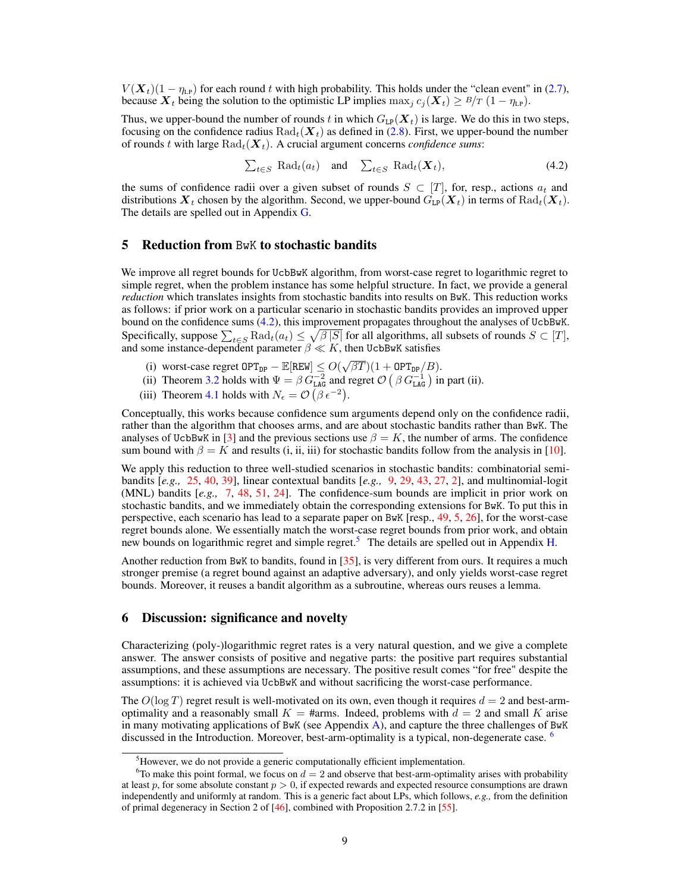$V(\boldsymbol{X}_t)(1-\eta_{\texttt{LP}})$ for each round $t$ with high probability. This holds under the "clean event" in (2.7), because $\boldsymbol{X}_t$ being the solution to the optimistic LP implies $\max_j c_j(\boldsymbol{X}_t) \geq B/T\,(1-\eta_{\texttt{LP}})$.

Thus, we upper-bound the number of rounds $t$ in which $G_{\texttt{LP}}(\boldsymbol{X}_t)$ is large. We do this in two steps, focusing on the confidence radius $\mathrm{Rad}_t(\boldsymbol{X}_t)$ as defined in (2.8). First, we upper-bound the number of rounds $t$ with large $\mathrm{Rad}_t(\boldsymbol{X}_t)$. A crucial argument concerns *confidence sums*:

$$\sum_{t\in S} \mathrm{Rad}_t(a_t) \quad \text{and} \quad \sum_{t\in S} \mathrm{Rad}_t(\boldsymbol{X}_t), \tag{4.2}$$

the sums of confidence radii over a given subset of rounds $S \subset [T]$, for, resp., actions $a_t$ and distributions $\boldsymbol{X}_t$ chosen by the algorithm. Second, we upper-bound $G_{\texttt{LP}}(\boldsymbol{X}_t)$ in terms of $\mathrm{Rad}_t(\boldsymbol{X}_t)$. The details are spelled out in Appendix G.

## 5 Reduction from BwK to stochastic bandits

We improve all regret bounds for UcbBwK algorithm, from worst-case regret to logarithmic regret to simple regret, when the problem instance has some helpful structure. In fact, we provide a general *reduction* which translates insights from stochastic bandits into results on BwK. This reduction works as follows: if prior work on a particular scenario in stochastic bandits provides an improved upper bound on the confidence sums (4.2), this improvement propagates throughout the analyses of UcbBwK. Specifically, suppose $\sum_{t\in S} \mathrm{Rad}_t(a_t) \leq \sqrt{\beta\,|S|}$ for all algorithms, all subsets of rounds $S \subset [T]$, and some instance-dependent parameter $\beta \ll K$, then UcbBwK satisfies

- (i) worst-case regret $\texttt{OPT}_{\texttt{DP}} - \mathbb{E}[\texttt{REW}] \leq O(\sqrt{\beta T})(1 + \texttt{OPT}_{\texttt{DP}}/B)$.
- (ii) Theorem 3.2 holds with $\Psi = \beta\, G_{\texttt{LAG}}^{-2}$ and regret $\mathcal{O}\left(\beta\, G_{\texttt{LAG}}^{-1}\right)$ in part (ii).
- (iii) Theorem 4.1 holds with $N_\epsilon = \mathcal{O}\left(\beta\, \epsilon^{-2}\right)$.

Conceptually, this works because confidence sum arguments depend only on the confidence radii, rather than the algorithm that chooses arms, and are about stochastic bandits rather than BwK. The analyses of UcbBwK in [3] and the previous sections use $\beta = K$, the number of arms. The confidence sum bound with $\beta = K$ and results (i, ii, iii) for stochastic bandits follow from the analysis in [10].

We apply this reduction to three well-studied scenarios in stochastic bandits: combinatorial semi-bandits [*e.g.,* 25, 40, 39], linear contextual bandits [*e.g.,* 9, 29, 43, 27, 2], and multinomial-logit (MNL) bandits [*e.g.,* 7, 48, 51, 24]. The confidence-sum bounds are implicit in prior work on stochastic bandits, and we immediately obtain the corresponding extensions for BwK. To put this in perspective, each scenario has lead to a separate paper on BwK [resp., 49, 5, 26], for the worst-case regret bounds alone. We essentially match the worst-case regret bounds from prior work, and obtain new bounds on logarithmic regret and simple regret.[5] The details are spelled out in Appendix H.

Another reduction from BwK to bandits, found in [35], is very different from ours. It requires a much stronger premise (a regret bound against an adaptive adversary), and only yields worst-case regret bounds. Moreover, it reuses a bandit algorithm as a subroutine, whereas ours reuses a lemma.

## 6 Discussion: significance and novelty

Characterizing (poly-)logarithmic regret rates is a very natural question, and we give a complete answer. The answer consists of positive and negative parts: the positive part requires substantial assumptions, and these assumptions are necessary. The positive result comes "for free" despite the assumptions: it is achieved via UcbBwK and without sacrificing the worst-case performance.

The $O(\log T)$ regret result is well-motivated on its own, even though it requires $d = 2$ and best-arm-optimality and a reasonably small $K$ = #arms. Indeed, problems with $d = 2$ and small $K$ arise in many motivating applications of BwK (see Appendix A), and capture the three challenges of BwK discussed in the Introduction. Moreover, best-arm-optimality is a typical, non-degenerate case. [6]

[5] However, we do not provide a generic computationally efficient implementation.

[6] To make this point formal, we focus on $d = 2$ and observe that best-arm-optimality arises with probability at least $p$, for some absolute constant $p > 0$, if expected rewards and expected resource consumptions are drawn independently and uniformly at random. This is a generic fact about LPs, which follows, *e.g.,* from the definition of primal degeneracy in Section 2 of [46], combined with Proposition 2.7.2 in [55].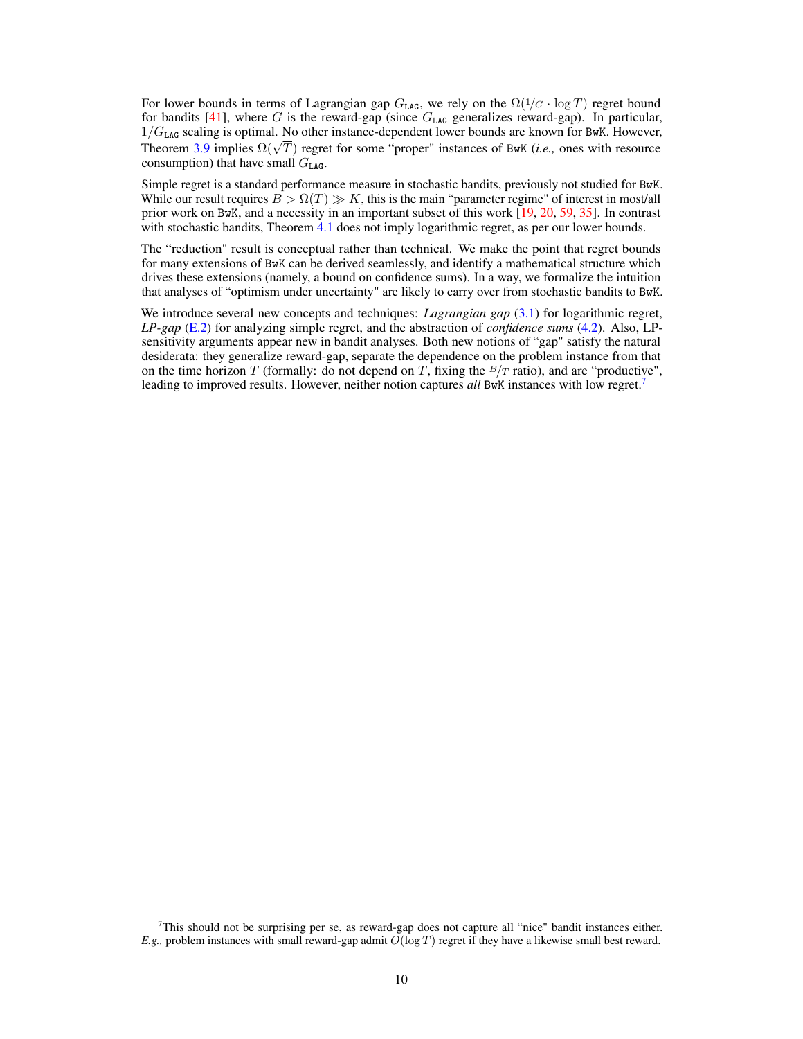For lower bounds in terms of Lagrangian gap $G_{\texttt{LAG}}$, we rely on the $\Omega(1/G \cdot \log T)$ regret bound for bandits [41], where $G$ is the reward-gap (since $G_{\texttt{LAG}}$ generalizes reward-gap). In particular, $1/G_{\texttt{LAG}}$ scaling is optimal. No other instance-dependent lower bounds are known for BwK. However, Theorem 3.9 implies $\Omega(\sqrt{T})$ regret for some "proper" instances of BwK (*i.e.,* ones with resource consumption) that have small $G_{\texttt{LAG}}$.

Simple regret is a standard performance measure in stochastic bandits, previously not studied for BwK. While our result requires $B > \Omega(T) \gg K$, this is the main "parameter regime" of interest in most/all prior work on BwK, and a necessity in an important subset of this work [19, 20, 59, 35]. In contrast with stochastic bandits, Theorem 4.1 does not imply logarithmic regret, as per our lower bounds.

The "reduction" result is conceptual rather than technical. We make the point that regret bounds for many extensions of BwK can be derived seamlessly, and identify a mathematical structure which drives these extensions (namely, a bound on confidence sums). In a way, we formalize the intuition that analyses of "optimism under uncertainty" are likely to carry over from stochastic bandits to BwK.

We introduce several new concepts and techniques: ***Lagrangian gap*** (3.1) for logarithmic regret, *LP-gap* (E.2) for analyzing simple regret, and the abstraction of *confidence sums* (4.2). Also, LP-sensitivity arguments appear new in bandit analyses. Both new notions of "gap" satisfy the natural desiderata: they generalize reward-gap, separate the dependence on the problem instance from that on the time horizon $T$ (formally: do not depend on $T$, fixing the $B/T$ ratio), and are "productive", leading to improved results. However, neither notion captures *all* BwK instances with low regret.[7]

[7] This should not be surprising per se, as reward-gap does not capture all "nice" bandit instances either. *E.g.,* problem instances with small reward-gap admit $O(\log T)$ regret if they have a likewise small best reward.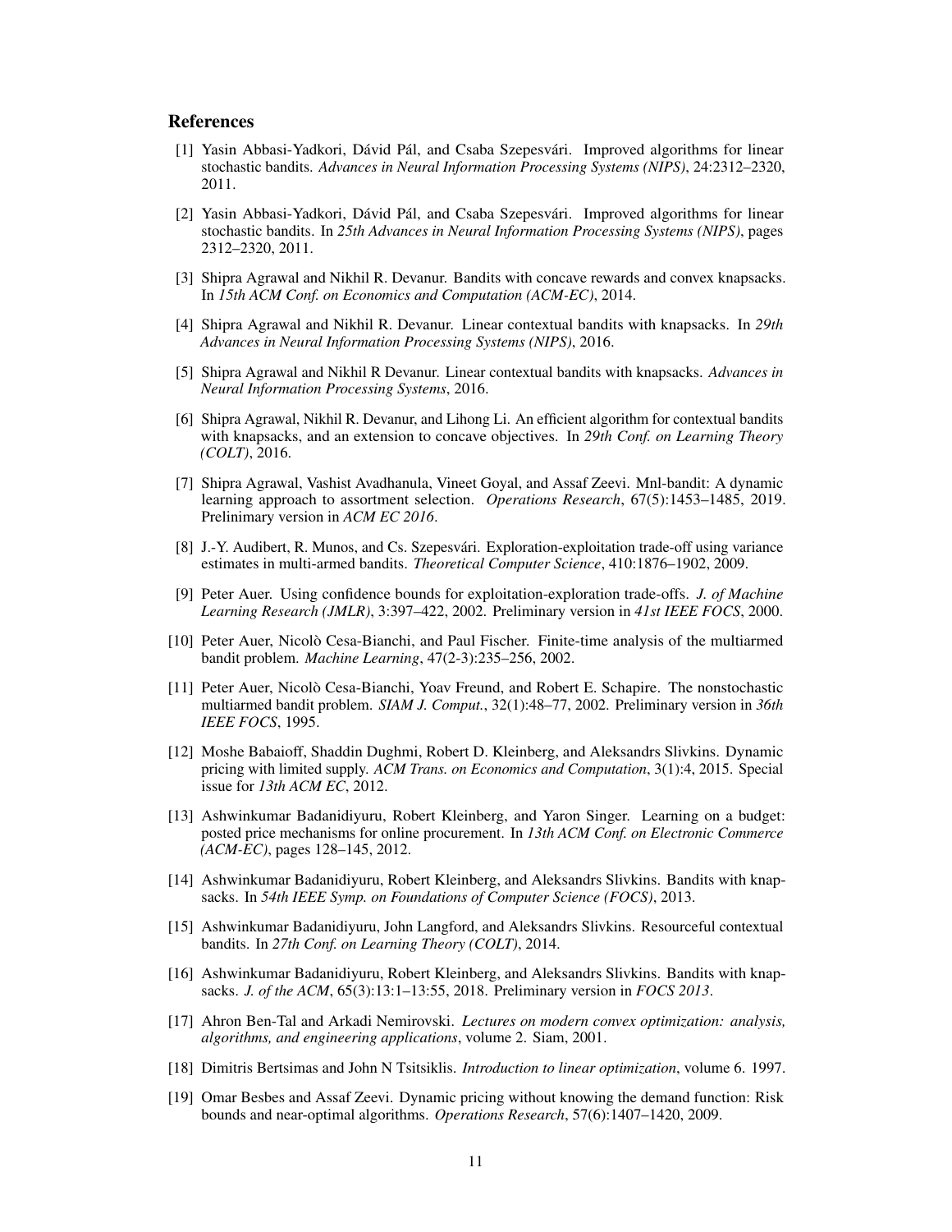## References

[1] Yasin Abbasi-Yadkori, Dávid Pál, and Csaba Szepesvári. Improved algorithms for linear stochastic bandits. *Advances in Neural Information Processing Systems (NIPS)*, 24:2312–2320, 2011.

[2] Yasin Abbasi-Yadkori, Dávid Pál, and Csaba Szepesvári. Improved algorithms for linear stochastic bandits. In *25th Advances in Neural Information Processing Systems (NIPS)*, pages 2312–2320, 2011.

[3] Shipra Agrawal and Nikhil R. Devanur. Bandits with concave rewards and convex knapsacks. In *15th ACM Conf. on Economics and Computation (ACM-EC)*, 2014.

[4] Shipra Agrawal and Nikhil R. Devanur. Linear contextual bandits with knapsacks. In *29th Advances in Neural Information Processing Systems (NIPS)*, 2016.

[5] Shipra Agrawal and Nikhil R Devanur. Linear contextual bandits with knapsacks. *Advances in Neural Information Processing Systems*, 2016.

[6] Shipra Agrawal, Nikhil R. Devanur, and Lihong Li. An efficient algorithm for contextual bandits with knapsacks, and an extension to concave objectives. In *29th Conf. on Learning Theory (COLT)*, 2016.

[7] Shipra Agrawal, Vashist Avadhanula, Vineet Goyal, and Assaf Zeevi. Mnl-bandit: A dynamic learning approach to assortment selection. *Operations Research*, 67(5):1453–1485, 2019. Preliminary version in *ACM EC 2016*.

[8] J.-Y. Audibert, R. Munos, and Cs. Szepesvári. Exploration-exploitation trade-off using variance estimates in multi-armed bandits. *Theoretical Computer Science*, 410:1876–1902, 2009.

[9] Peter Auer. Using confidence bounds for exploitation-exploration trade-offs. *J. of Machine Learning Research (JMLR)*, 3:397–422, 2002. Preliminary version in *41st IEEE FOCS*, 2000.

[10] Peter Auer, Nicolò Cesa-Bianchi, and Paul Fischer. Finite-time analysis of the multiarmed bandit problem. *Machine Learning*, 47(2-3):235–256, 2002.

[11] Peter Auer, Nicolò Cesa-Bianchi, Yoav Freund, and Robert E. Schapire. The nonstochastic multiarmed bandit problem. *SIAM J. Comput.*, 32(1):48–77, 2002. Preliminary version in *36th IEEE FOCS*, 1995.

[12] Moshe Babaioff, Shaddin Dughmi, Robert D. Kleinberg, and Aleksandrs Slivkins. Dynamic pricing with limited supply. *ACM Trans. on Economics and Computation*, 3(1):4, 2015. Special issue for *13th ACM EC*, 2012.

[13] Ashwinkumar Badanidiyuru, Robert Kleinberg, and Yaron Singer. Learning on a budget: posted price mechanisms for online procurement. In *13th ACM Conf. on Electronic Commerce (ACM-EC)*, pages 128–145, 2012.

[14] Ashwinkumar Badanidiyuru, Robert Kleinberg, and Aleksandrs Slivkins. Bandits with knapsacks. In *54th IEEE Symp. on Foundations of Computer Science (FOCS)*, 2013.

[15] Ashwinkumar Badanidiyuru, John Langford, and Aleksandrs Slivkins. Resourceful contextual bandits. In *27th Conf. on Learning Theory (COLT)*, 2014.

[16] Ashwinkumar Badanidiyuru, Robert Kleinberg, and Aleksandrs Slivkins. Bandits with knapsacks. *J. of the ACM*, 65(3):13:1–13:55, 2018. Preliminary version in *FOCS 2013*.

[17] Ahron Ben-Tal and Arkadi Nemirovski. *Lectures on modern convex optimization: analysis, algorithms, and engineering applications*, volume 2. Siam, 2001.

[18] Dimitris Bertsimas and John N Tsitsiklis. *Introduction to linear optimization*, volume 6. 1997.

[19] Omar Besbes and Assaf Zeevi. Dynamic pricing without knowing the demand function: Risk bounds and near-optimal algorithms. *Operations Research*, 57(6):1407–1420, 2009.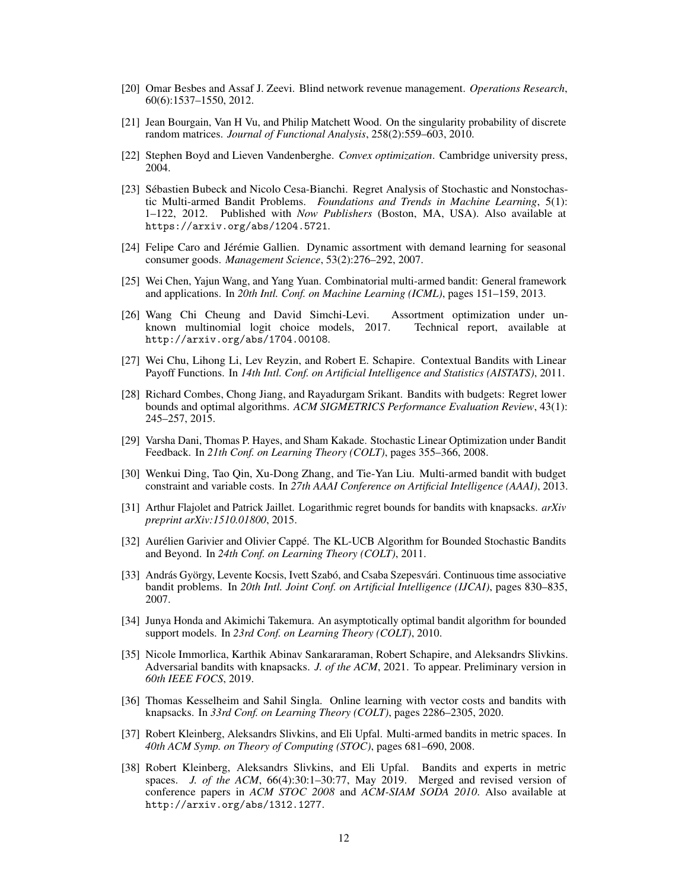[20] Omar Besbes and Assaf J. Zeevi. Blind network revenue management. *Operations Research*, 60(6):1537–1550, 2012.

[21] Jean Bourgain, Van H Vu, and Philip Matchett Wood. On the singularity probability of discrete random matrices. *Journal of Functional Analysis*, 258(2):559–603, 2010.

[22] Stephen Boyd and Lieven Vandenberghe. *Convex optimization*. Cambridge university press, 2004.

[23] Sébastien Bubeck and Nicolo Cesa-Bianchi. Regret Analysis of Stochastic and Nonstochastic Multi-armed Bandit Problems. *Foundations and Trends in Machine Learning*, 5(1): 1–122, 2012. Published with *Now Publishers* (Boston, MA, USA). Also available at https://arxiv.org/abs/1204.5721.

[24] Felipe Caro and Jérémie Gallien. Dynamic assortment with demand learning for seasonal consumer goods. *Management Science*, 53(2):276–292, 2007.

[25] Wei Chen, Yajun Wang, and Yang Yuan. Combinatorial multi-armed bandit: General framework and applications. In *20th Intl. Conf. on Machine Learning (ICML)*, pages 151–159, 2013.

[26] Wang Chi Cheung and David Simchi-Levi. Assortment optimization under unknown multinomial logit choice models, 2017. Technical report, available at http://arxiv.org/abs/1704.00108.

[27] Wei Chu, Lihong Li, Lev Reyzin, and Robert E. Schapire. Contextual Bandits with Linear Payoff Functions. In *14th Intl. Conf. on Artificial Intelligence and Statistics (AISTATS)*, 2011.

[28] Richard Combes, Chong Jiang, and Rayadurgam Srikant. Bandits with budgets: Regret lower bounds and optimal algorithms. *ACM SIGMETRICS Performance Evaluation Review*, 43(1): 245–257, 2015.

[29] Varsha Dani, Thomas P. Hayes, and Sham Kakade. Stochastic Linear Optimization under Bandit Feedback. In *21th Conf. on Learning Theory (COLT)*, pages 355–366, 2008.

[30] Wenkui Ding, Tao Qin, Xu-Dong Zhang, and Tie-Yan Liu. Multi-armed bandit with budget constraint and variable costs. In *27th AAAI Conference on Artificial Intelligence (AAAI)*, 2013.

[31] Arthur Flajolet and Patrick Jaillet. Logarithmic regret bounds for bandits with knapsacks. *arXiv preprint arXiv:1510.01800*, 2015.

[32] Aurélien Garivier and Olivier Cappé. The KL-UCB Algorithm for Bounded Stochastic Bandits and Beyond. In *24th Conf. on Learning Theory (COLT)*, 2011.

[33] András György, Levente Kocsis, Ivett Szabó, and Csaba Szepesvári. Continuous time associative bandit problems. In *20th Intl. Joint Conf. on Artificial Intelligence (IJCAI)*, pages 830–835, 2007.

[34] Junya Honda and Akimichi Takemura. An asymptotically optimal bandit algorithm for bounded support models. In *23rd Conf. on Learning Theory (COLT)*, 2010.

[35] Nicole Immorlica, Karthik Abinav Sankararaman, Robert Schapire, and Aleksandrs Slivkins. Adversarial bandits with knapsacks. *J. of the ACM*, 2021. To appear. Preliminary version in *60th IEEE FOCS*, 2019.

[36] Thomas Kesselheim and Sahil Singla. Online learning with vector costs and bandits with knapsacks. In *33rd Conf. on Learning Theory (COLT)*, pages 2286–2305, 2020.

[37] Robert Kleinberg, Aleksandrs Slivkins, and Eli Upfal. Multi-armed bandits in metric spaces. In *40th ACM Symp. on Theory of Computing (STOC)*, pages 681–690, 2008.

[38] Robert Kleinberg, Aleksandrs Slivkins, and Eli Upfal. Bandits and experts in metric spaces. *J. of the ACM*, 66(4):30:1–30:77, May 2019. Merged and revised version of conference papers in *ACM STOC 2008* and *ACM-SIAM SODA 2010*. Also available at http://arxiv.org/abs/1312.1277.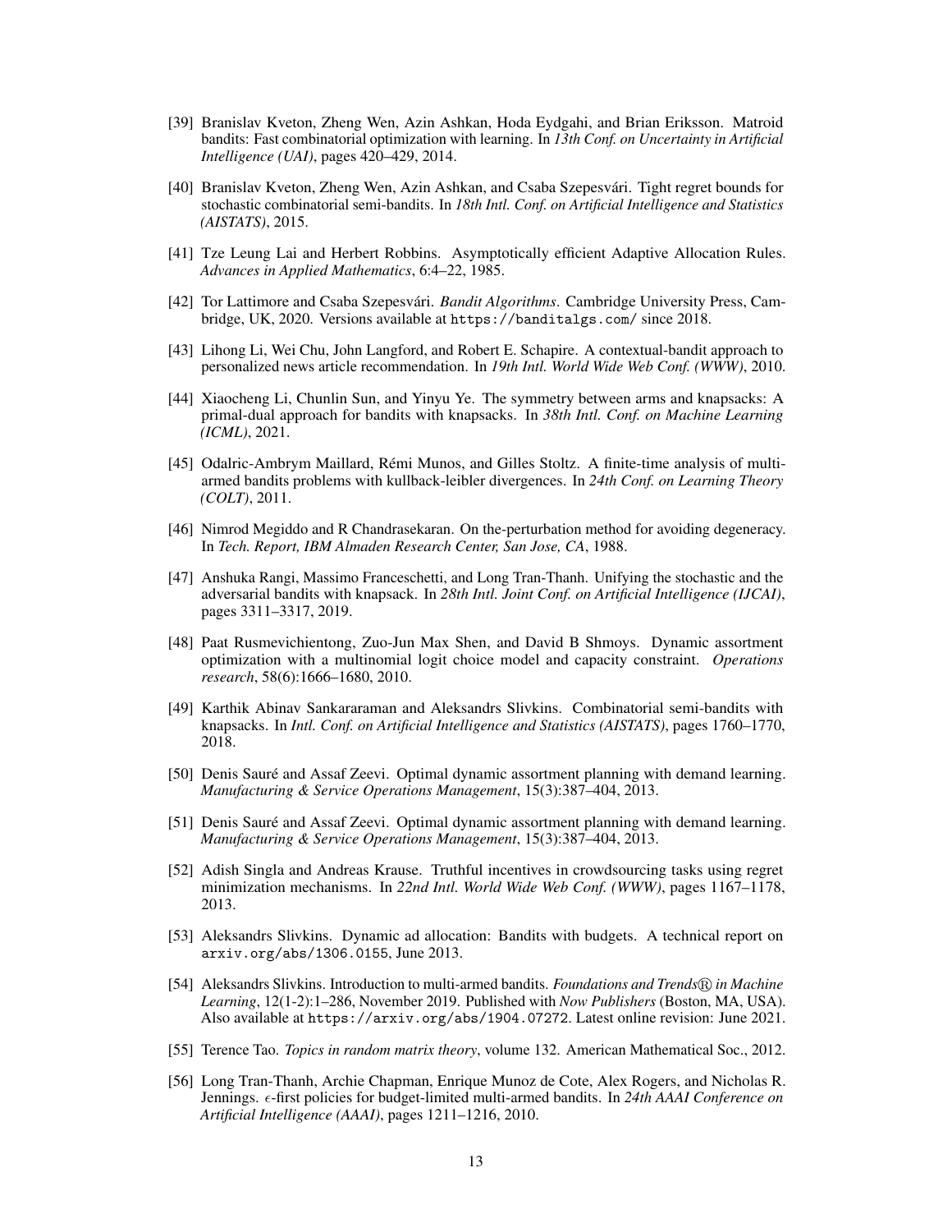[39] Branislav Kveton, Zheng Wen, Azin Ashkan, Hoda Eydgahi, and Brian Eriksson. Matroid bandits: Fast combinatorial optimization with learning. In *13th Conf. on Uncertainty in Artificial Intelligence (UAI)*, pages 420–429, 2014.

[40] Branislav Kveton, Zheng Wen, Azin Ashkan, and Csaba Szepesvári. Tight regret bounds for stochastic combinatorial semi-bandits. In *18th Intl. Conf. on Artificial Intelligence and Statistics (AISTATS)*, 2015.

[41] Tze Leung Lai and Herbert Robbins. Asymptotically efficient Adaptive Allocation Rules. *Advances in Applied Mathematics*, 6:4–22, 1985.

[42] Tor Lattimore and Csaba Szepesvári. *Bandit Algorithms*. Cambridge University Press, Cambridge, UK, 2020. Versions available at `https://banditalgs.com/` since 2018.

[43] Lihong Li, Wei Chu, John Langford, and Robert E. Schapire. A contextual-bandit approach to personalized news article recommendation. In *19th Intl. World Wide Web Conf. (WWW)*, 2010.

[44] Xiaocheng Li, Chunlin Sun, and Yinyu Ye. The symmetry between arms and knapsacks: A primal-dual approach for bandits with knapsacks. In *38th Intl. Conf. on Machine Learning (ICML)*, 2021.

[45] Odalric-Ambrym Maillard, Rémi Munos, and Gilles Stoltz. A finite-time analysis of multi-armed bandits problems with kullback-leibler divergences. In *24th Conf. on Learning Theory (COLT)*, 2011.

[46] Nimrod Megiddo and R Chandrasekaran. On the-perturbation method for avoiding degeneracy. In *Tech. Report, IBM Almaden Research Center, San Jose, CA*, 1988.

[47] Anshuka Rangi, Massimo Franceschetti, and Long Tran-Thanh. Unifying the stochastic and the adversarial bandits with knapsack. In *28th Intl. Joint Conf. on Artificial Intelligence (IJCAI)*, pages 3311–3317, 2019.

[48] Paat Rusmevichientong, Zuo-Jun Max Shen, and David B Shmoys. Dynamic assortment optimization with a multinomial logit choice model and capacity constraint. *Operations research*, 58(6):1666–1680, 2010.

[49] Karthik Abinav Sankararaman and Aleksandrs Slivkins. Combinatorial semi-bandits with knapsacks. In *Intl. Conf. on Artificial Intelligence and Statistics (AISTATS)*, pages 1760–1770, 2018.

[50] Denis Sauré and Assaf Zeevi. Optimal dynamic assortment planning with demand learning. *Manufacturing & Service Operations Management*, 15(3):387–404, 2013.

[51] Denis Sauré and Assaf Zeevi. Optimal dynamic assortment planning with demand learning. *Manufacturing & Service Operations Management*, 15(3):387–404, 2013.

[52] Adish Singla and Andreas Krause. Truthful incentives in crowdsourcing tasks using regret minimization mechanisms. In *22nd Intl. World Wide Web Conf. (WWW)*, pages 1167–1178, 2013.

[53] Aleksandrs Slivkins. Dynamic ad allocation: Bandits with budgets. A technical report on `arxiv.org/abs/1306.0155`, June 2013.

[54] Aleksandrs Slivkins. Introduction to multi-armed bandits. *Foundations and Trends® in Machine Learning*, 12(1-2):1–286, November 2019. Published with *Now Publishers* (Boston, MA, USA). Also available at `https://arxiv.org/abs/1904.07272`. Latest online revision: June 2021.

[55] Terence Tao. *Topics in random matrix theory*, volume 132. American Mathematical Soc., 2012.

[56] Long Tran-Thanh, Archie Chapman, Enrique Munoz de Cote, Alex Rogers, and Nicholas R. Jennings. $\epsilon$-first policies for budget-limited multi-armed bandits. In *24th AAAI Conference on Artificial Intelligence (AAAI)*, pages 1211–1216, 2010.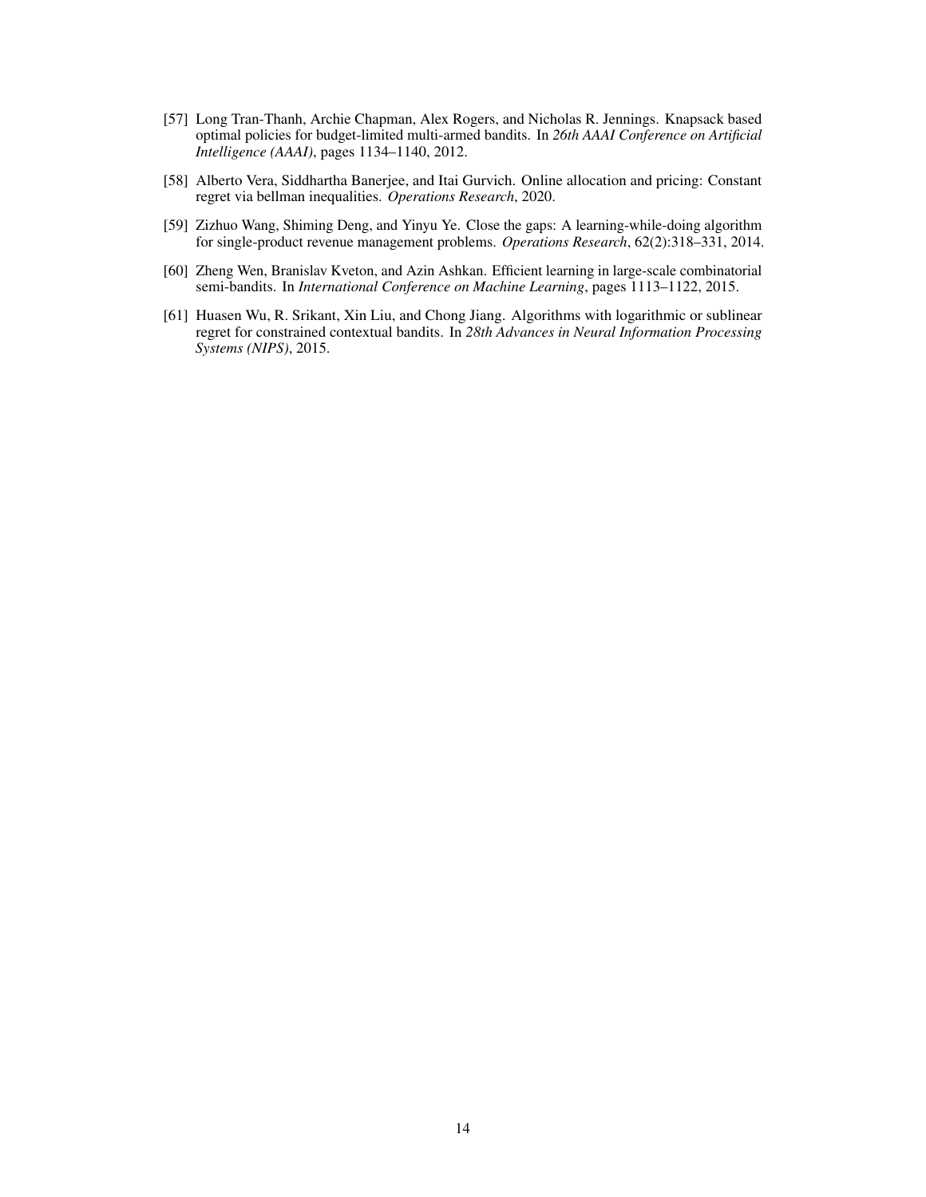[57] Long Tran-Thanh, Archie Chapman, Alex Rogers, and Nicholas R. Jennings. Knapsack based optimal policies for budget-limited multi-armed bandits. In *26th AAAI Conference on Artificial Intelligence (AAAI)*, pages 1134–1140, 2012.

[58] Alberto Vera, Siddhartha Banerjee, and Itai Gurvich. Online allocation and pricing: Constant regret via bellman inequalities. *Operations Research*, 2020.

[59] Zizhuo Wang, Shiming Deng, and Yinyu Ye. Close the gaps: A learning-while-doing algorithm for single-product revenue management problems. *Operations Research*, 62(2):318–331, 2014.

[60] Zheng Wen, Branislav Kveton, and Azin Ashkan. Efficient learning in large-scale combinatorial semi-bandits. In *International Conference on Machine Learning*, pages 1113–1122, 2015.

[61] Huasen Wu, R. Srikant, Xin Liu, and Chong Jiang. Algorithms with logarithmic or sublinear regret for constrained contextual bandits. In *28th Advances in Neural Information Processing Systems (NIPS)*, 2015.